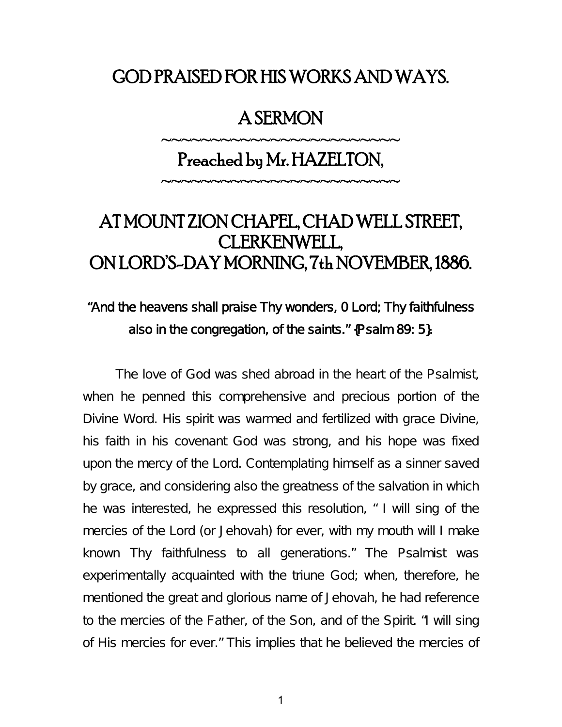# GOD PRAISED FOR HIS WORKS AND WAYS.

## A SERMON

~~~~~~~~~~~~~~~~~~~~~~~~~

## Preached by Mr. HAZELTON,

~~~~~~~~~~~~~~~~~~~~~~~~~

## AT MOUNT ZION CHAPEL, CHAD WELL STREET, CLERKENWELL, ON LORD'S-DAY MORNING, 7th NOVEMBER, 1886.

**"And the heavens shall praise Thy wonders, 0 Lord; Thy faithfulness also in the congregation, of the saints." {Psalm 89: 5}.**

The love of God was shed abroad in the heart of the Psalmist, when he penned this comprehensive and precious portion of the Divine Word. His spirit was warmed and fertilized with grace Divine, his faith in his covenant God was strong, and his hope was fixed upon the mercy of the Lord. Contemplating himself as a sinner saved by grace, and considering also the greatness of the salvation in which he was interested, he expressed this resolution, " I will sing of the mercies of the Lord (or Jehovah) for ever, with my mouth will I make known Thy faithfulness to all generations." The Psalmist was experimentally acquainted with the triune God; when, therefore, he mentioned the great and glorious name of Jehovah, he had reference to the mercies of the Father, of the Son, and of the Spirit. "I will sing of His mercies for ever." This implies that he believed the mercies of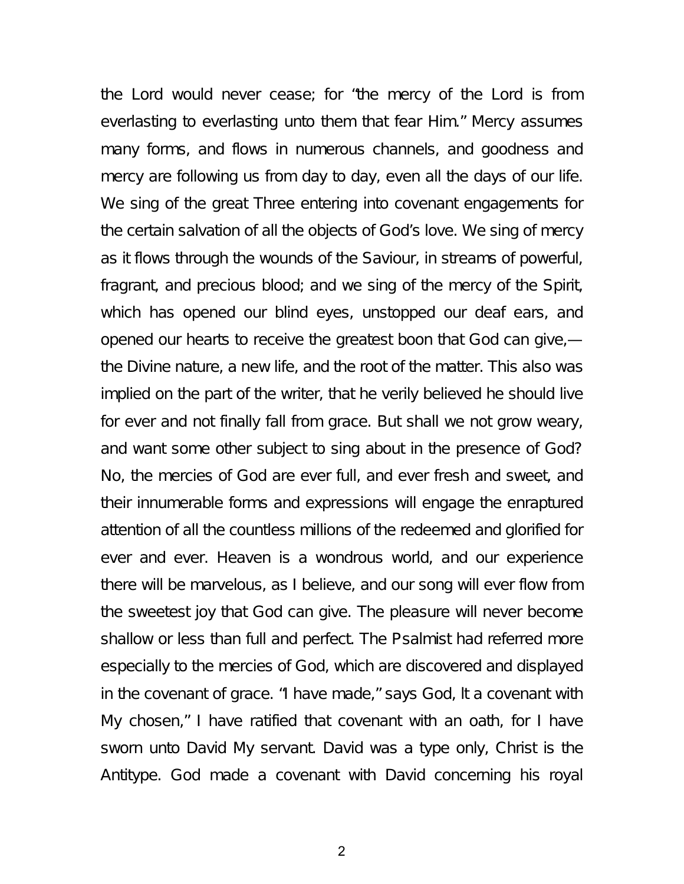the Lord would never cease; for "the mercy of the Lord is from everlasting to everlasting unto them that fear Him." Mercy assumes many forms, and flows in numerous channels, and goodness and mercy are following us from day to day, even all the days of our life. We sing of the great Three entering into covenant engagements for the certain salvation of all the objects of God's love. We sing of mercy as it flows through the wounds of the Saviour, in streams of powerful, fragrant, and precious blood; and we sing of the mercy of the Spirit, which has opened our blind eyes, unstopped our deaf ears, and opened our hearts to receive the greatest boon that God can give,—the Divine nature, a new life, and the root of the matter. This also was implied on the part of the writer, that he verily believed he should live for ever and not finally fall from grace. But shall we not grow weary, and want some other subject to sing about in the presence of God? No, the mercies of God are ever full, and ever fresh and sweet, and their innumerable forms and expressions will engage the enraptured attention of all the countless millions of the redeemed and glorified for ever and ever. Heaven is a wondrous world, and our experience there will be marvelous, as I believe, and our song will ever flow from the sweetest joy that God can give. The pleasure will never become shallow or less than full and perfect. The Psalmist had referred more especially to the mercies of God, which are discovered and displayed in the covenant of grace. "I have made," says God, lt a covenant with My chosen," I have ratified that covenant with an oath, for I have sworn unto David My servant. David was a type only, Christ is the Antitype. God made a covenant with David concerning his royal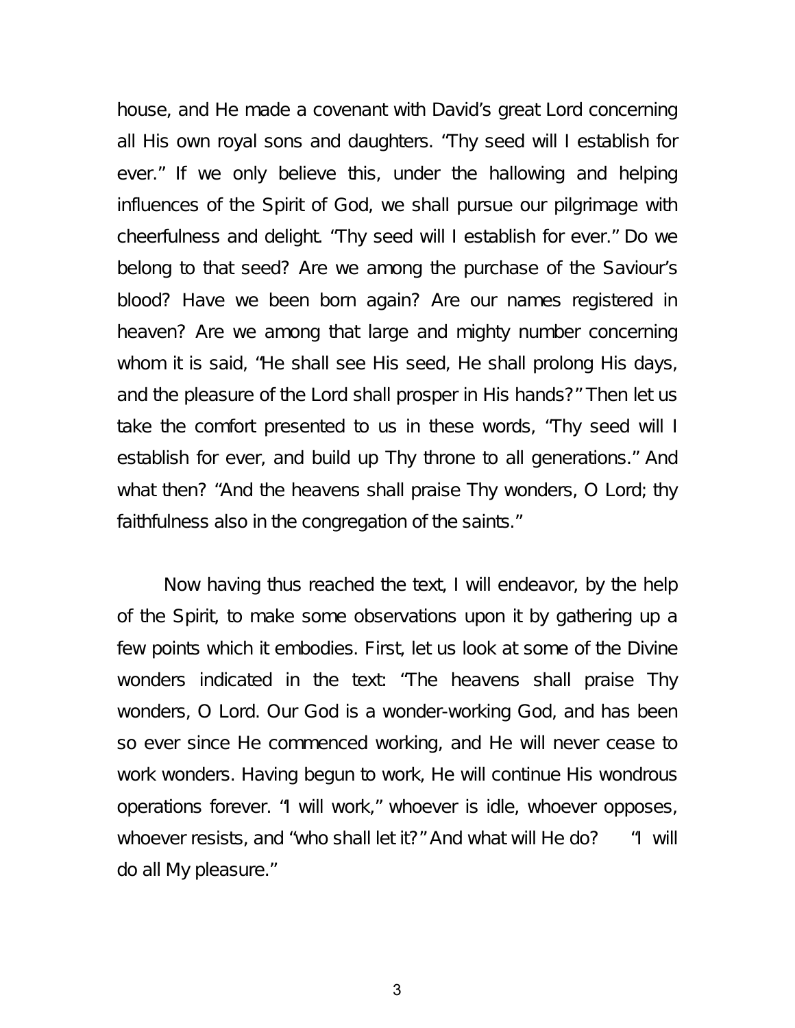house, and He made a covenant with David's great Lord concerning all His own royal sons and daughters. "Thy seed will I establish for ever." If we only believe this, under the hallowing and helping influences of the Spirit of God, we shall pursue our pilgrimage with cheerfulness and delight. "Thy seed will I establish for ever." Do we belong to that seed? Are we among the purchase of the Saviour's blood? Have we been born again? Are our names registered in heaven? Are we among that large and mighty number concerning whom it is said, "He shall see His seed, He shall prolong His days, and the pleasure of the Lord shall prosper in His hands?" Then let us take the comfort presented to us in these words, "Thy seed will I establish for ever, and build up Thy throne to all generations." And what then? "And the heavens shall praise Thy wonders, O Lord; thy faithfulness also in the congregation of the saints."

Now having thus reached the text, I will endeavor, by the help of the Spirit, to make some observations upon it by gathering up a few points which it embodies. First, let us look at some of the Divine wonders indicated in the text: "The heavens shall praise Thy wonders, O Lord. Our God is a wonder-working God, and has been so ever since He commenced working, and He will never cease to work wonders. Having begun to work, He will continue His wondrous operations forever. "I will work," whoever is idle, whoever opposes, whoever resists, and "who shall let it?" And what will He do? "I will do all My pleasure."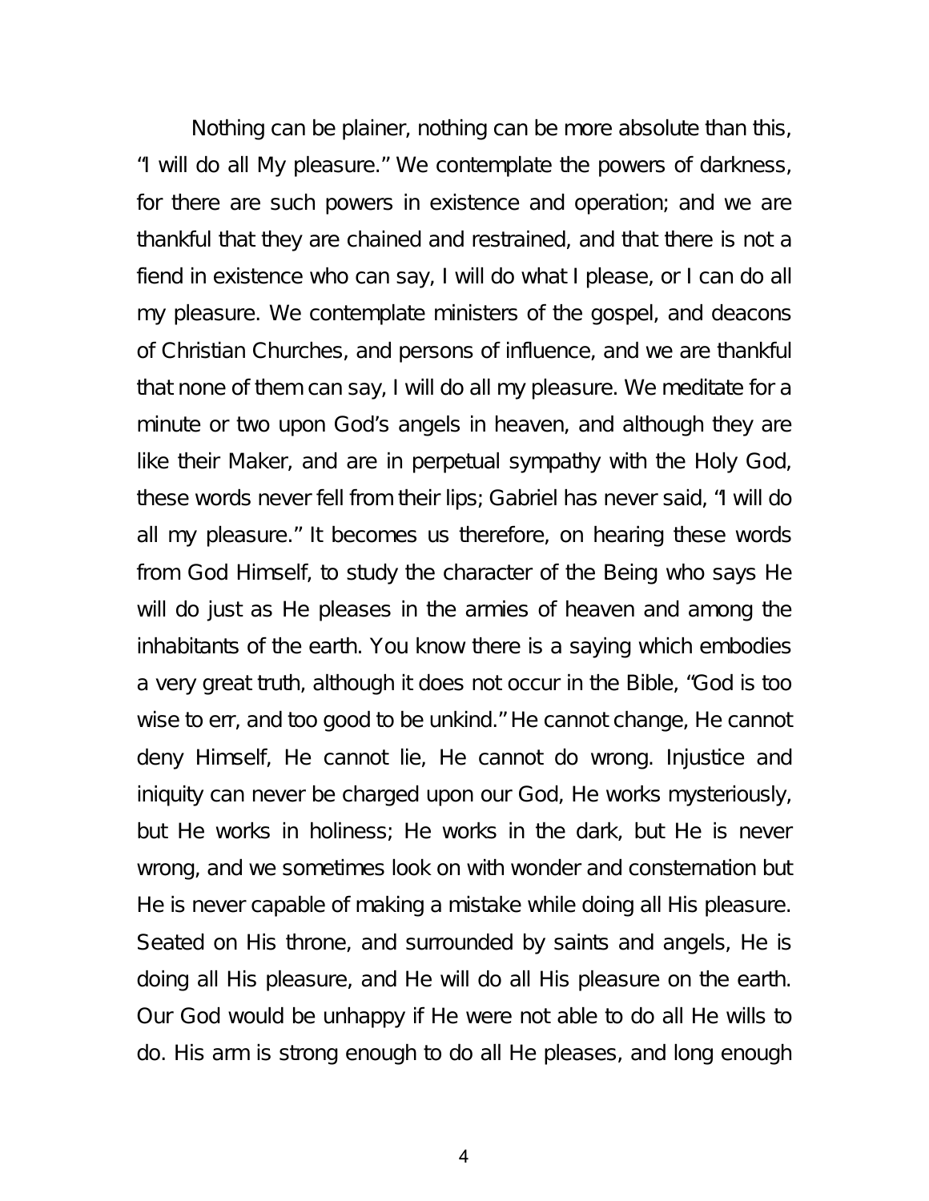Nothing can be plainer, nothing can be more absolute than this, "I will do all My pleasure." We contemplate the powers of darkness, for there are such powers in existence and operation; and we are thankful that they are chained and restrained, and that there is not a fiend in existence who can say, I will do what I please, or I can do all my pleasure. We contemplate ministers of the gospel, and deacons of Christian Churches, and persons of influence, and we are thankful that none of them can say, I will do all my pleasure. We meditate for a minute or two upon God's angels in heaven, and although they are like their Maker, and are in perpetual sympathy with the Holy God, these words never fell from their lips; Gabriel has never said, "I will do all my pleasure." It becomes us therefore, on hearing these words from God Himself, to study the character of the Being who says He will do just as He pleases in the armies of heaven and among the inhabitants of the earth. You know there is a saying which embodies a very great truth, although it does not occur in the Bible, "God is too wise to err, and too good to be unkind." He cannot change, He cannot deny Himself, He cannot lie, He cannot do wrong. Injustice and iniquity can never be charged upon our God, He works mysteriously, but He works in holiness; He works in the dark, but He is never wrong, and we sometimes look on with wonder and consternation but He is never capable of making a mistake while doing all His pleasure. Seated on His throne, and surrounded by saints and angels, He is doing all His pleasure, and He will do all His pleasure on the earth. Our God would be unhappy if He were not able to do all He wills to do. His arm is strong enough to do all He pleases, and long enough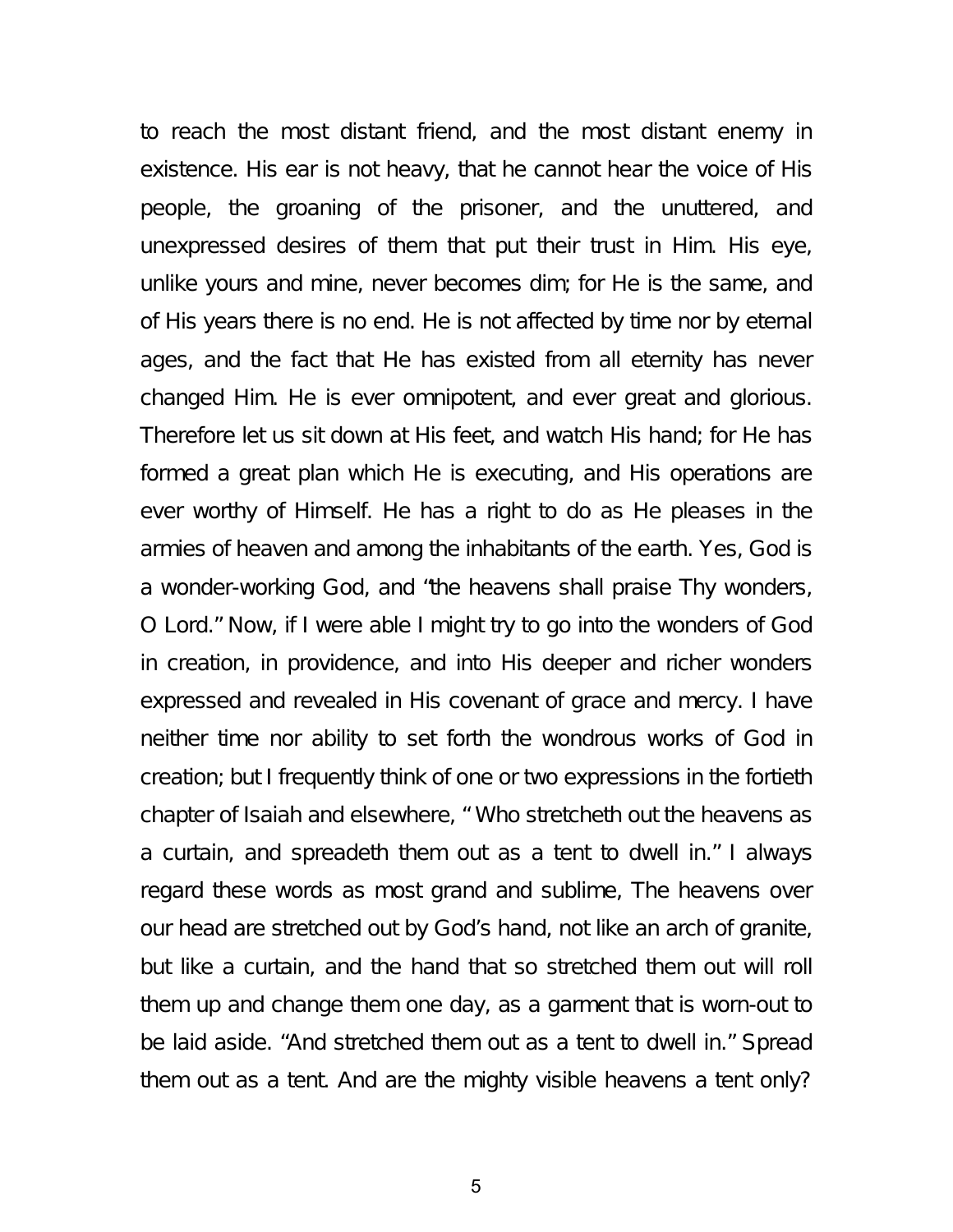to reach the most distant friend, and the most distant enemy in existence. His ear is not heavy, that he cannot hear the voice of His people, the groaning of the prisoner, and the unuttered, and unexpressed desires of them that put their trust in Him. His eye, unlike yours and mine, never becomes dim; for He is the same, and of His years there is no end. He is not affected by time nor by eternal ages, and the fact that He has existed from all eternity has never changed Him. He is ever omnipotent, and ever great and glorious. Therefore let us sit down at His feet, and watch His hand; for He has formed a great plan which He is executing, and His operations are ever worthy of Himself. He has a right to do as He pleases in the armies of heaven and among the inhabitants of the earth. Yes, God is a wonder-working God, and "the heavens shall praise Thy wonders, O Lord." Now, if I were able I might try to go into the wonders of God in creation, in providence, and into His deeper and richer wonders expressed and revealed in His covenant of grace and mercy. I have neither time nor ability to set forth the wondrous works of God in creation; but I frequently think of one or two expressions in the fortieth chapter of Isaiah and elsewhere, "Who stretcheth out the heavens as a curtain, and spreadeth them out as a tent to dwell in." I always regard these words as most grand and sublime, The heavens over our head are stretched out by God's hand, not like an arch of granite, but like a curtain, and the hand that so stretched them out will roll them up and change them one day, as a garment that is worn-out to be laid aside. "And stretched them out as a tent to dwell in." Spread them out as a tent. And are the mighty visible heavens a tent only?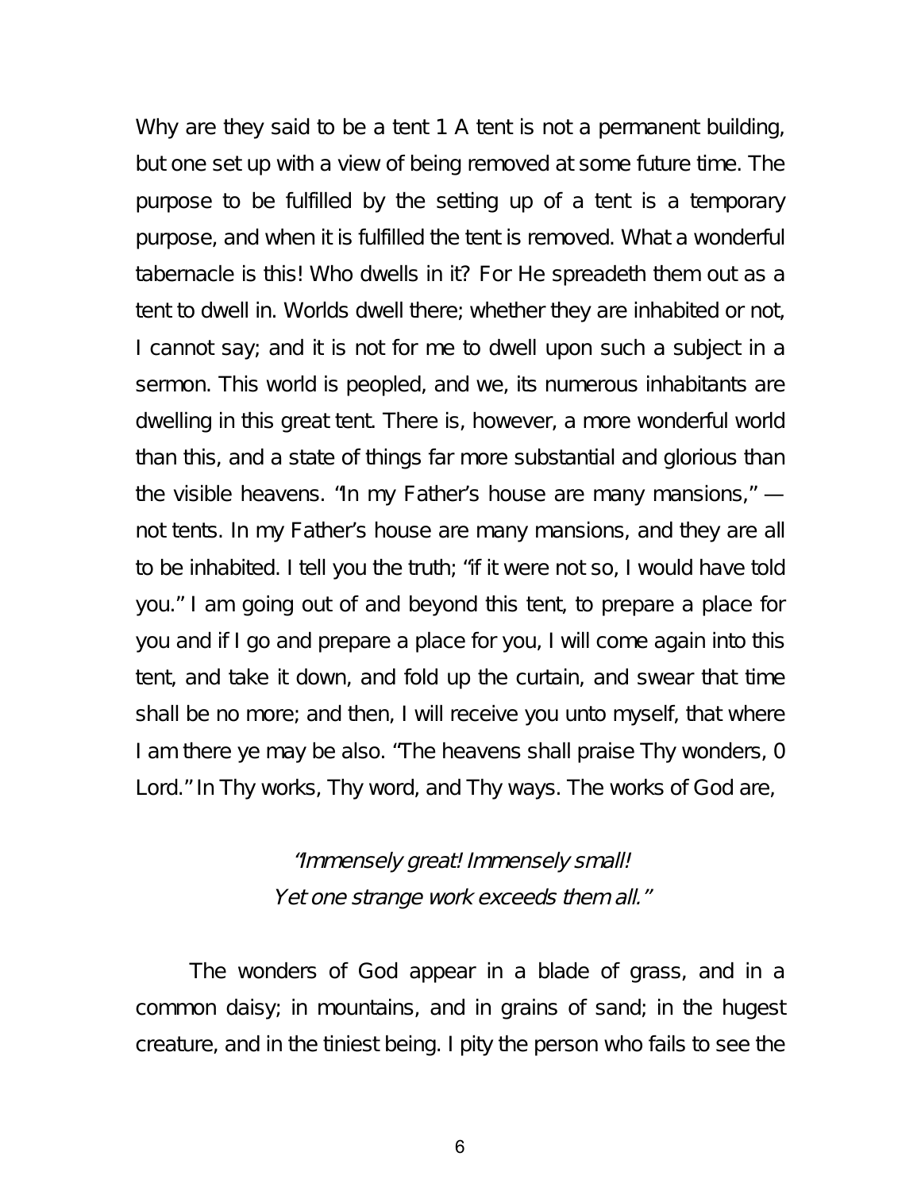Why are they said to be a tent 1 A tent is not a permanent building, but one set up with a view of being removed at some future time. The purpose to be fulfilled by the setting up of a tent is a temporary purpose, and when it is fulfilled the tent is removed. What a wonderful tabernacle is this! Who dwells in it? For He spreadeth them out as a tent to dwell in. Worlds dwell there; whether they are inhabited or not, I cannot say; and it is not for me to dwell upon such a subject in a sermon. This world is peopled, and we, its numerous inhabitants are dwelling in this great tent. There is, however, a more wonderful world than this, and a state of things far more substantial and glorious than the visible heavens. "In my Father's house are many mansions," — not tents. In my Father's house are many mansions, and they are all to be inhabited. I tell you the truth; "if it were not so, I would have told you." I am going out of and beyond this tent, to prepare a place for you and if I go and prepare a place for you, I will come again into this tent, and take it down, and fold up the curtain, and swear that time shall be no more; and then, I will receive you unto myself, that where I am there ye may be also. "The heavens shall praise Thy wonders, 0 Lord." In Thy works, Thy word, and Thy ways. The works of God are,

*"Immensely great! Immensely small!*
*Yet one strange work exceeds them all."*

The wonders of God appear in a blade of grass, and in a common daisy; in mountains, and in grains of sand; in the hugest creature, and in the tiniest being. I pity the person who fails to see the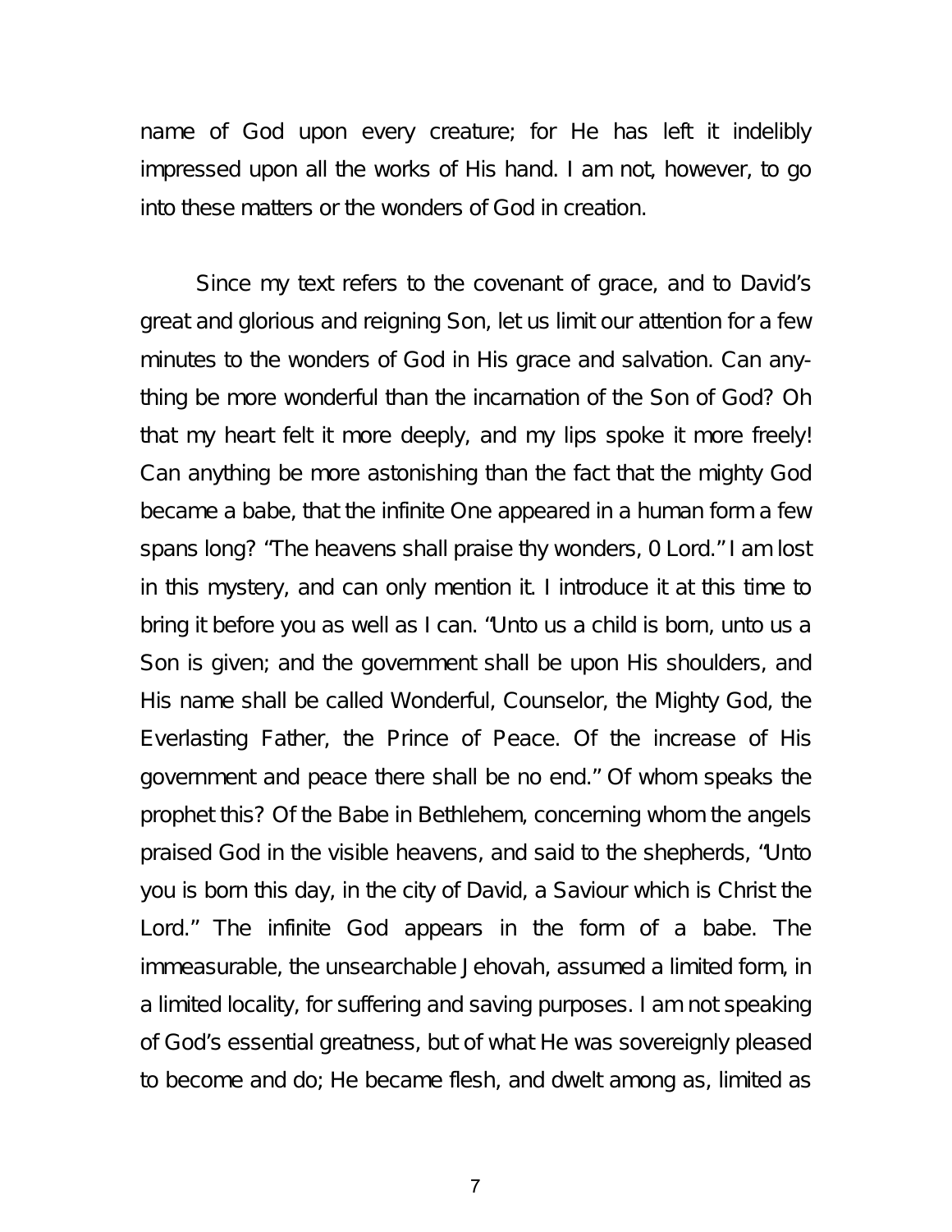name of God upon every creature; for He has left it indelibly impressed upon all the works of His hand. I am not, however, to go into these matters or the wonders of God in creation.

Since my text refers to the covenant of grace, and to David's great and glorious and reigning Son, let us limit our attention for a few minutes to the wonders of God in His grace and salvation. Can anything be more wonderful than the incarnation of the Son of God? Oh that my heart felt it more deeply, and my lips spoke it more freely! Can anything be more astonishing than the fact that the mighty God became a babe, that the infinite One appeared in a human form a few spans long? "The heavens shall praise thy wonders, 0 Lord." I am lost in this mystery, and can only mention it. I introduce it at this time to bring it before you as well as I can. "Unto us a child is born, unto us a Son is given; and the government shall be upon His shoulders, and His name shall be called Wonderful, Counselor, the Mighty God, the Everlasting Father, the Prince of Peace. Of the increase of His government and peace there shall be no end." Of whom speaks the prophet this? Of the Babe in Bethlehem, concerning whom the angels praised God in the visible heavens, and said to the shepherds, "Unto you is born this day, in the city of David, a Saviour which is Christ the Lord." The infinite God appears in the form of a babe. The immeasurable, the unsearchable Jehovah, assumed a limited form, in a limited locality, for suffering and saving purposes. I am not speaking of God's essential greatness, but of what He was sovereignly pleased to become and do; He became flesh, and dwelt among as, limited as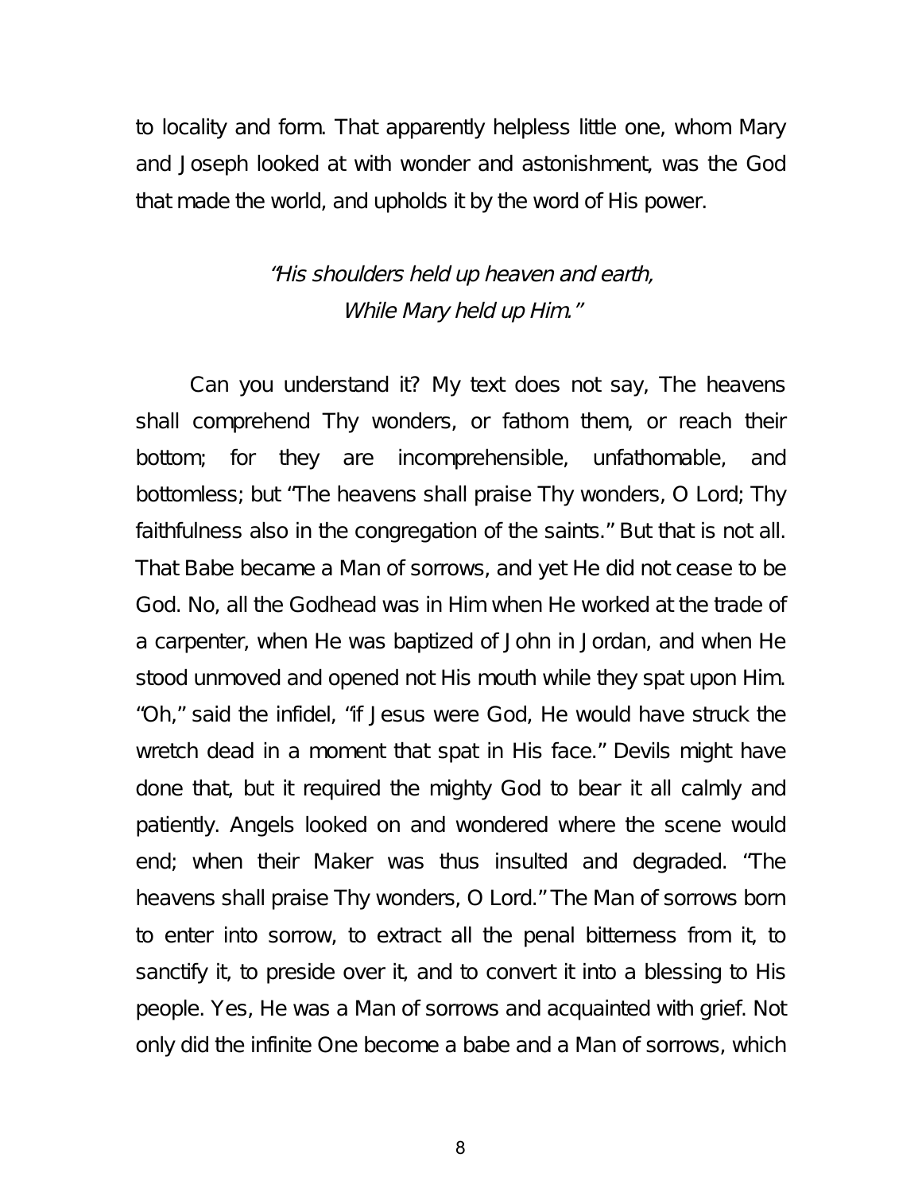to locality and form. That apparently helpless little one, whom Mary and Joseph looked at with wonder and astonishment, was the God that made the world, and upholds it by the word of His power.

> *"His shoulders held up heaven and earth,*
> *While Mary held up Him."*

Can you understand it? My text does not say, The heavens shall comprehend Thy wonders, or fathom them, or reach their bottom; for they are incomprehensible, unfathomable, and bottomless; but "The heavens shall praise Thy wonders, O Lord; Thy faithfulness also in the congregation of the saints." But that is not all. That Babe became a Man of sorrows, and yet He did not cease to be God. No, all the Godhead was in Him when He worked at the trade of a carpenter, when He was baptized of John in Jordan, and when He stood unmoved and opened not His mouth while they spat upon Him. "Oh," said the infidel, "if Jesus were God, He would have struck the wretch dead in a moment that spat in His face." Devils might have done that, but it required the mighty God to bear it all calmly and patiently. Angels looked on and wondered where the scene would end; when their Maker was thus insulted and degraded. "The heavens shall praise Thy wonders, O Lord." The Man of sorrows born to enter into sorrow, to extract all the penal bitterness from it, to sanctify it, to preside over it, and to convert it into a blessing to His people. Yes, He was a Man of sorrows and acquainted with grief. Not only did the infinite One become a babe and a Man of sorrows, which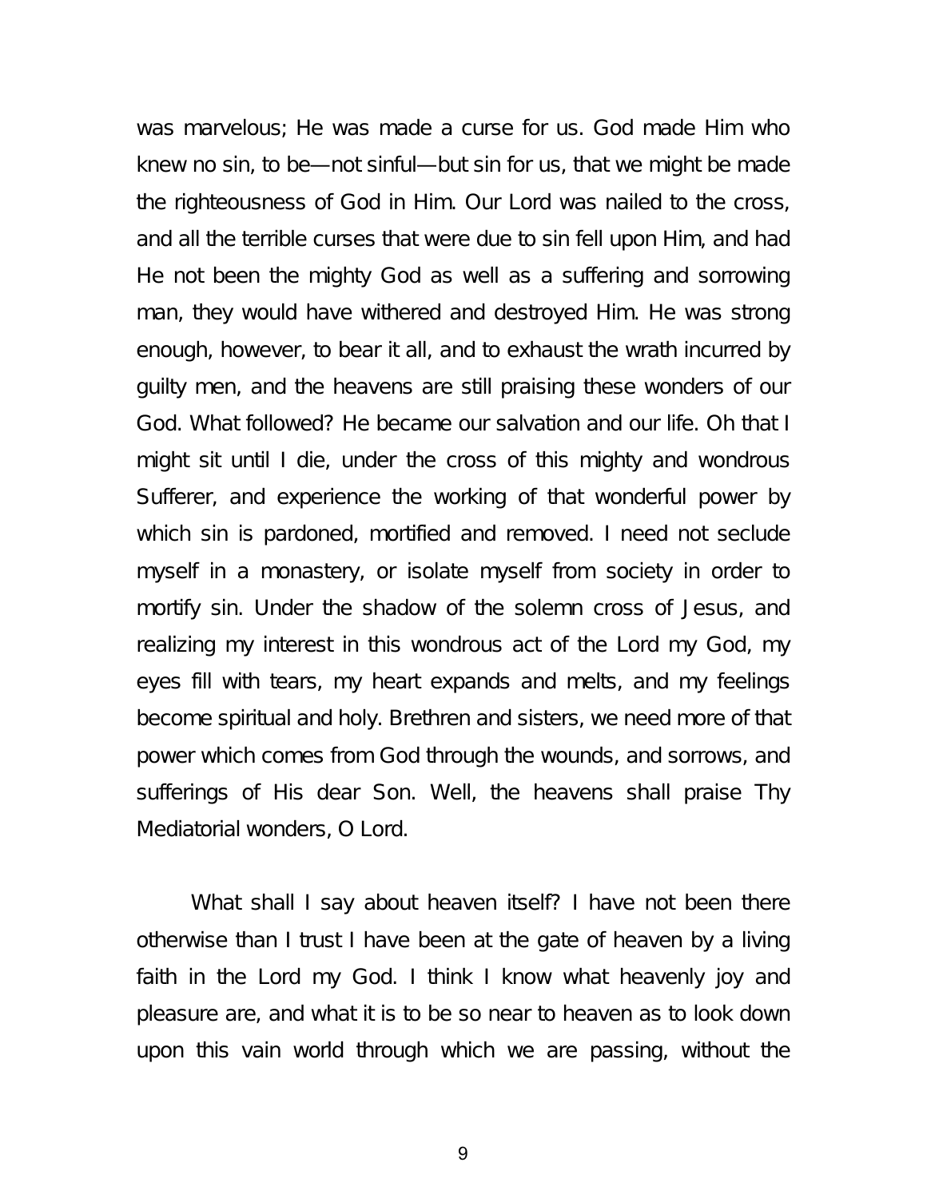was marvelous; He was made a curse for us. God made Him who knew no sin, to be—not sinful—but sin for us, that we might be made the righteousness of God in Him. Our Lord was nailed to the cross, and all the terrible curses that were due to sin fell upon Him, and had He not been the mighty God as well as a suffering and sorrowing man, they would have withered and destroyed Him. He was strong enough, however, to bear it all, and to exhaust the wrath incurred by guilty men, and the heavens are still praising these wonders of our God. What followed? He became our salvation and our life. Oh that I might sit until I die, under the cross of this mighty and wondrous Sufferer, and experience the working of that wonderful power by which sin is pardoned, mortified and removed. I need not seclude myself in a monastery, or isolate myself from society in order to mortify sin. Under the shadow of the solemn cross of Jesus, and realizing my interest in this wondrous act of the Lord my God, my eyes fill with tears, my heart expands and melts, and my feelings become spiritual and holy. Brethren and sisters, we need more of that power which comes from God through the wounds, and sorrows, and sufferings of His dear Son. Well, the heavens shall praise Thy Mediatorial wonders, O Lord.

What shall I say about heaven itself? I have not been there otherwise than I trust I have been at the gate of heaven by a living faith in the Lord my God. I think I know what heavenly joy and pleasure are, and what it is to be so near to heaven as to look down upon this vain world through which we are passing, without the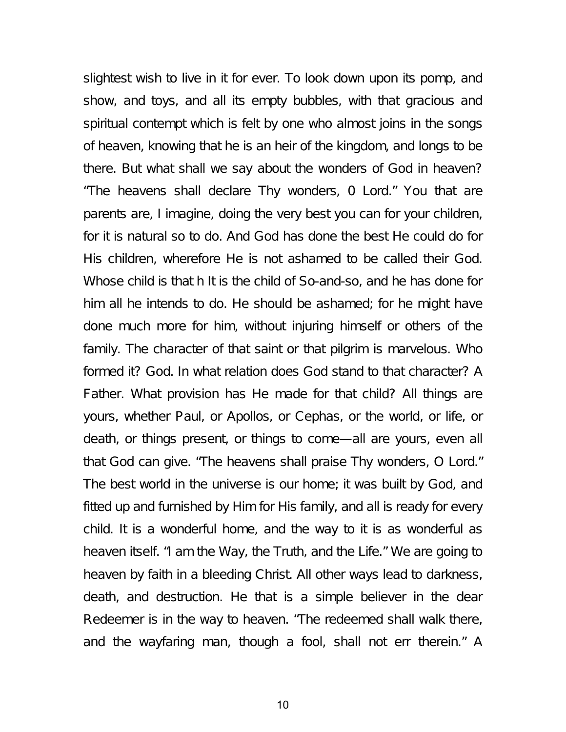slightest wish to live in it for ever. To look down upon its pomp, and show, and toys, and all its empty bubbles, with that gracious and spiritual contempt which is felt by one who almost joins in the songs of heaven, knowing that he is an heir of the kingdom, and longs to be there. But what shall we say about the wonders of God in heaven? "The heavens shall declare Thy wonders, 0 Lord." You that are parents are, I imagine, doing the very best you can for your children, for it is natural so to do. And God has done the best He could do for His children, wherefore He is not ashamed to be called their God. Whose child is that h It is the child of So-and-so, and he has done for him all he intends to do. He should be ashamed; for he might have done much more for him, without injuring himself or others of the family. The character of that saint or that pilgrim is marvelous. Who formed it? God. In what relation does God stand to that character? A Father. What provision has He made for that child? All things are yours, whether Paul, or Apollos, or Cephas, or the world, or life, or death, or things present, or things to come—all are yours, even all that God can give. "The heavens shall praise Thy wonders, O Lord." The best world in the universe is our home; it was built by God, and fitted up and furnished by Him for His family, and all is ready for every child. It is a wonderful home, and the way to it is as wonderful as heaven itself. "I am the Way, the Truth, and the Life." We are going to heaven by faith in a bleeding Christ. All other ways lead to darkness, death, and destruction. He that is a simple believer in the dear Redeemer is in the way to heaven. "The redeemed shall walk there, and the wayfaring man, though a fool, shall not err therein." A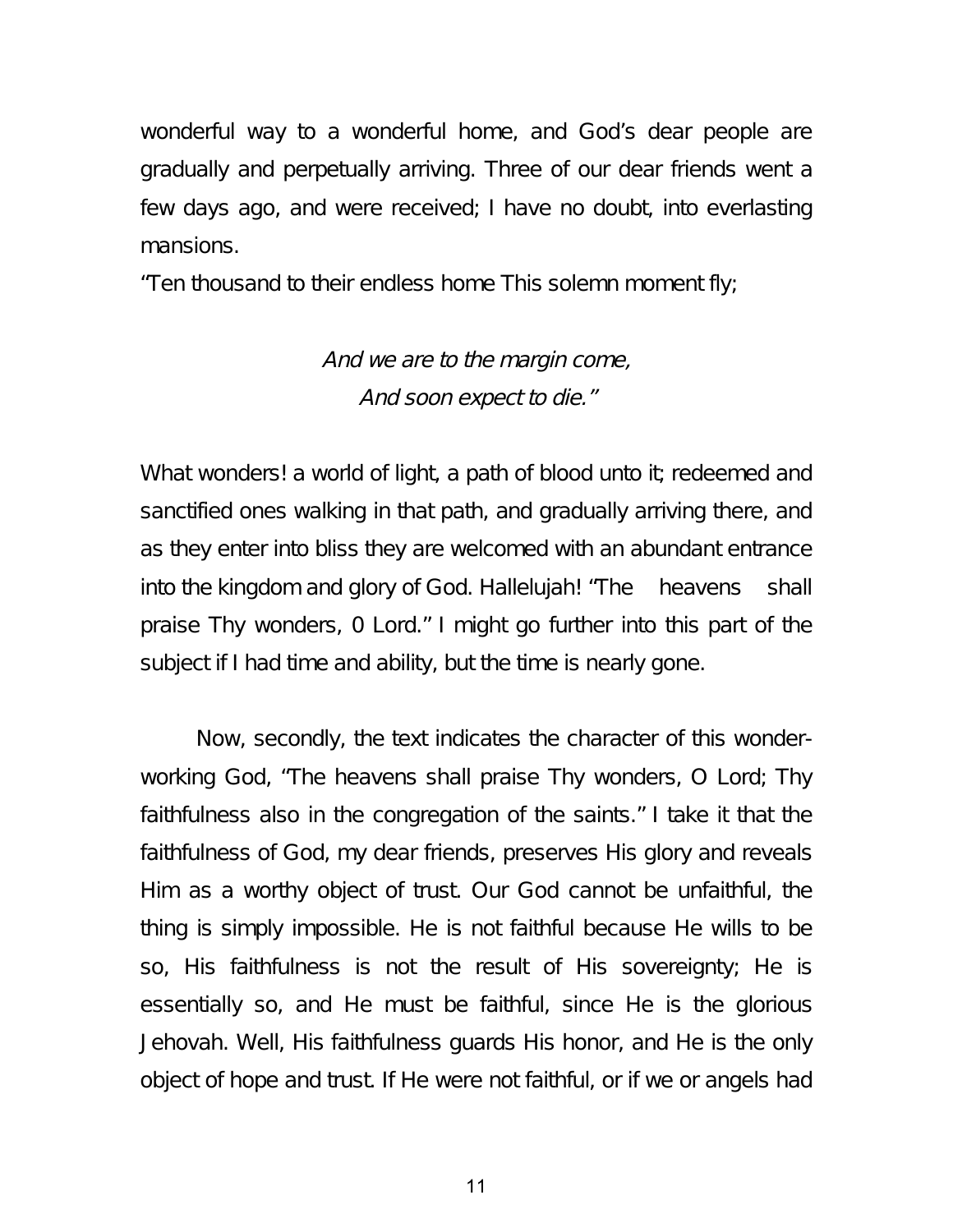wonderful way to a wonderful home, and God's dear people are gradually and perpetually arriving. Three of our dear friends went a few days ago, and were received; I have no doubt, into everlasting mansions.

"Ten thousand to their endless home This solemn moment fly;

*And we are to the margin come,*
*And soon expect to die."*

What wonders! a world of light, a path of blood unto it; redeemed and sanctified ones walking in that path, and gradually arriving there, and as they enter into bliss they are welcomed with an abundant entrance into the kingdom and glory of God. Hallelujah! "The heavens shall praise Thy wonders, 0 Lord." I might go further into this part of the subject if I had time and ability, but the time is nearly gone.

Now, secondly, the text indicates the character of this wonder-working God, "The heavens shall praise Thy wonders, O Lord; Thy faithfulness also in the congregation of the saints." I take it that the faithfulness of God, my dear friends, preserves His glory and reveals Him as a worthy object of trust. Our God cannot be unfaithful, the thing is simply impossible. He is not faithful because He wills to be so, His faithfulness is not the result of His sovereignty; He is essentially so, and He must be faithful, since He is the glorious Jehovah. Well, His faithfulness guards His honor, and He is the only object of hope and trust. If He were not faithful, or if we or angels had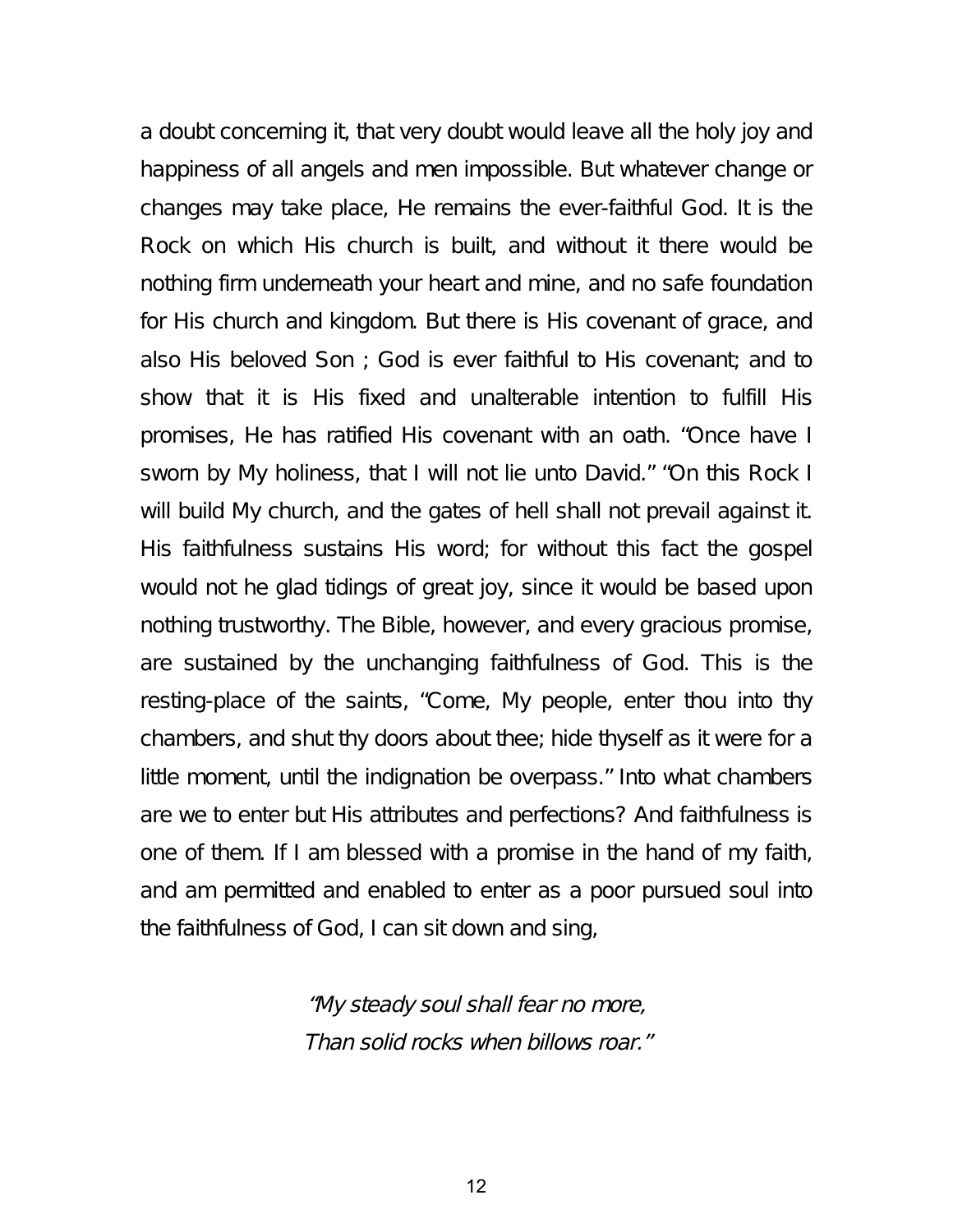a doubt concerning it, that very doubt would leave all the holy joy and happiness of all angels and men impossible. But whatever change or changes may take place, He remains the ever-faithful God. It is the Rock on which His church is built, and without it there would be nothing firm underneath your heart and mine, and no safe foundation for His church and kingdom. But there is His covenant of grace, and also His beloved Son ; God is ever faithful to His covenant; and to show that it is His fixed and unalterable intention to fulfill His promises, He has ratified His covenant with an oath. "Once have I sworn by My holiness, that I will not lie unto David." "On this Rock I will build My church, and the gates of hell shall not prevail against it. His faithfulness sustains His word; for without this fact the gospel would not he glad tidings of great joy, since it would be based upon nothing trustworthy. The Bible, however, and every gracious promise, are sustained by the unchanging faithfulness of God. This is the resting-place of the saints, "Come, My people, enter thou into thy chambers, and shut thy doors about thee; hide thyself as it were for a little moment, until the indignation be overpass." Into what chambers are we to enter but His attributes and perfections? And faithfulness is one of them. If I am blessed with a promise in the hand of my faith, and am permitted and enabled to enter as a poor pursued soul into the faithfulness of God, I can sit down and sing,

*"My steady soul shall fear no more,*
*Than solid rocks when billows roar."*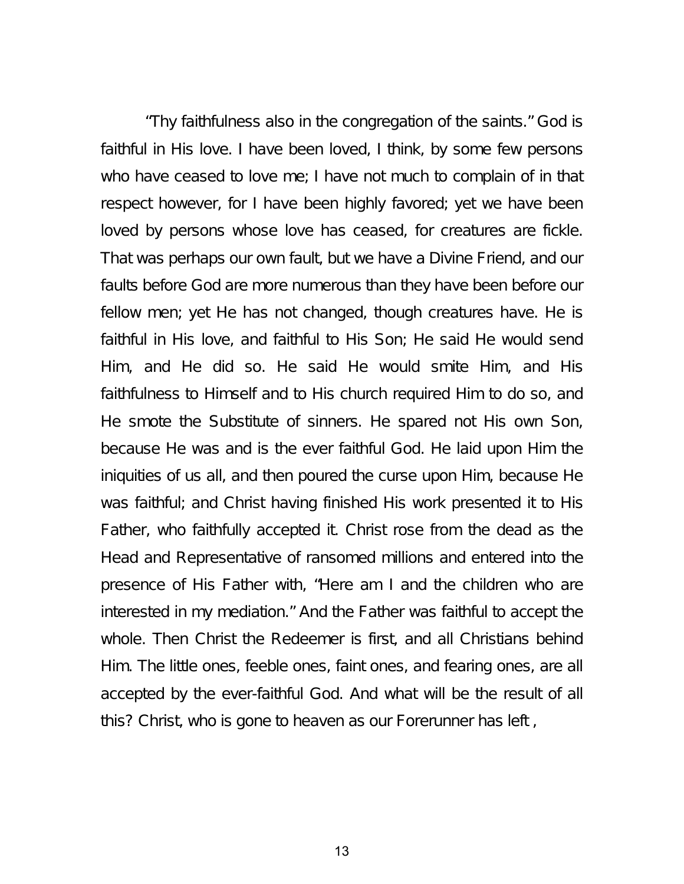“Thy faithfulness also in the congregation of the saints.” God is faithful in His love. I have been loved, I think, by some few persons who have ceased to love me; I have not much to complain of in that respect however, for I have been highly favored; yet we have been loved by persons whose love has ceased, for creatures are fickle. That was perhaps our own fault, but we have a Divine Friend, and our faults before God are more numerous than they have been before our fellow men; yet He has not changed, though creatures have. He is faithful in His love, and faithful to His Son; He said He would send Him, and He did so. He said He would smite Him, and His faithfulness to Himself and to His church required Him to do so, and He smote the Substitute of sinners. He spared not His own Son, because He was and is the ever faithful God. He laid upon Him the iniquities of us all, and then poured the curse upon Him, because He was faithful; and Christ having finished His work presented it to His Father, who faithfully accepted it. Christ rose from the dead as the Head and Representative of ransomed millions and entered into the presence of His Father with, “Here am I and the children who are interested in my mediation.” And the Father was faithful to accept the whole. Then Christ the Redeemer is first, and all Christians behind Him. The little ones, feeble ones, faint ones, and fearing ones, are all accepted by the ever-faithful God. And what will be the result of all this? Christ, who is gone to heaven as our Forerunner has left ,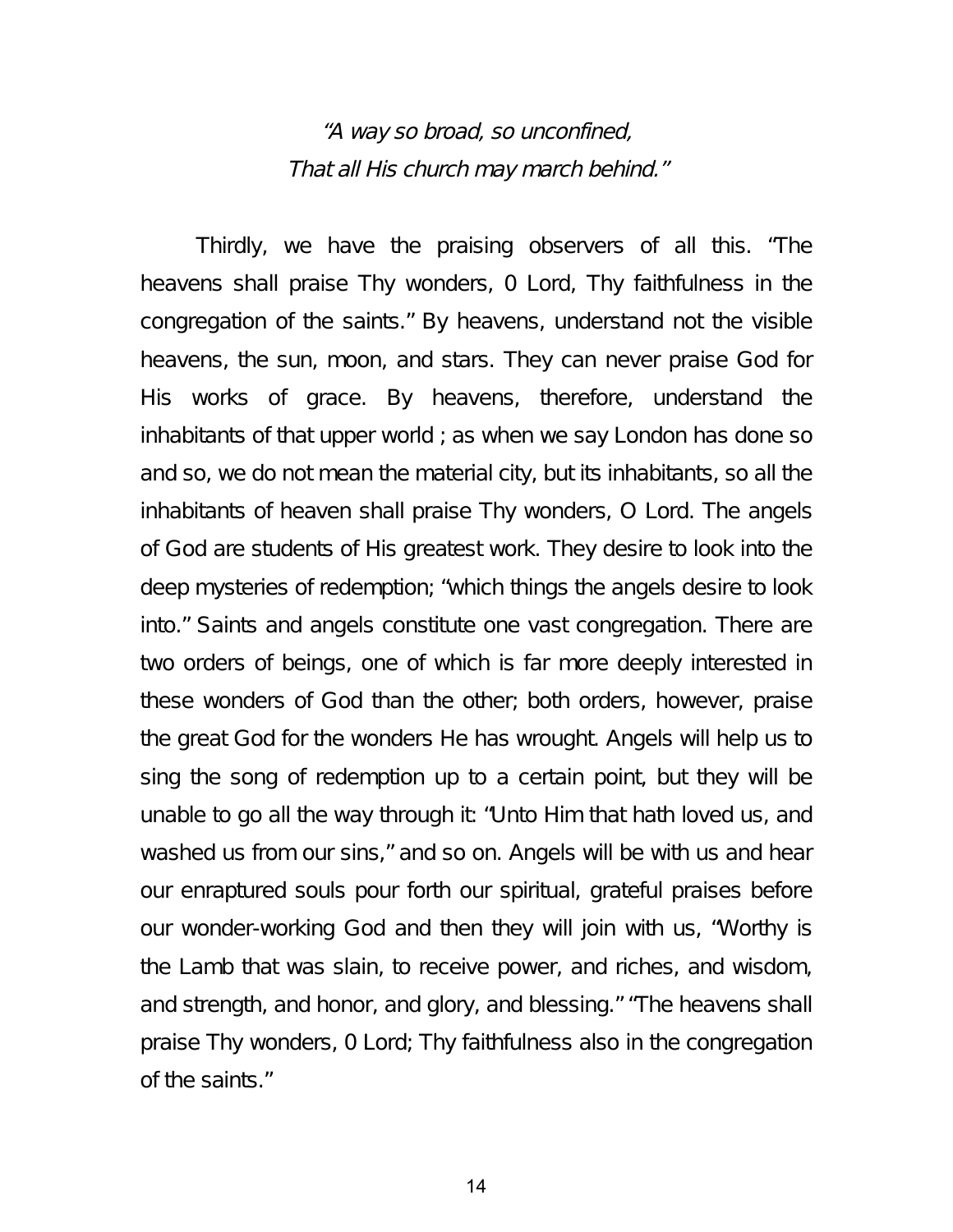*"A way so broad, so unconfined,*
*That all His church may march behind."*

Thirdly, we have the praising observers of all this. "The heavens shall praise Thy wonders, 0 Lord, Thy faithfulness in the congregation of the saints." By heavens, understand not the visible heavens, the sun, moon, and stars. They can never praise God for His works of grace. By heavens, therefore, understand the inhabitants of that upper world ; as when we say London has done so and so, we do not mean the material city, but its inhabitants, so all the inhabitants of heaven shall praise Thy wonders, O Lord. The angels of God are students of His greatest work. They desire to look into the deep mysteries of redemption; "which things the angels desire to look into." Saints and angels constitute one vast congregation. There are two orders of beings, one of which is far more deeply interested in these wonders of God than the other; both orders, however, praise the great God for the wonders He has wrought. Angels will help us to sing the song of redemption up to a certain point, but they will be unable to go all the way through it: "Unto Him that hath loved us, and washed us from our sins," and so on. Angels will be with us and hear our enraptured souls pour forth our spiritual, grateful praises before our wonder-working God and then they will join with us, "Worthy is the Lamb that was slain, to receive power, and riches, and wisdom, and strength, and honor, and glory, and blessing." "The heavens shall praise Thy wonders, 0 Lord; Thy faithfulness also in the congregation of the saints."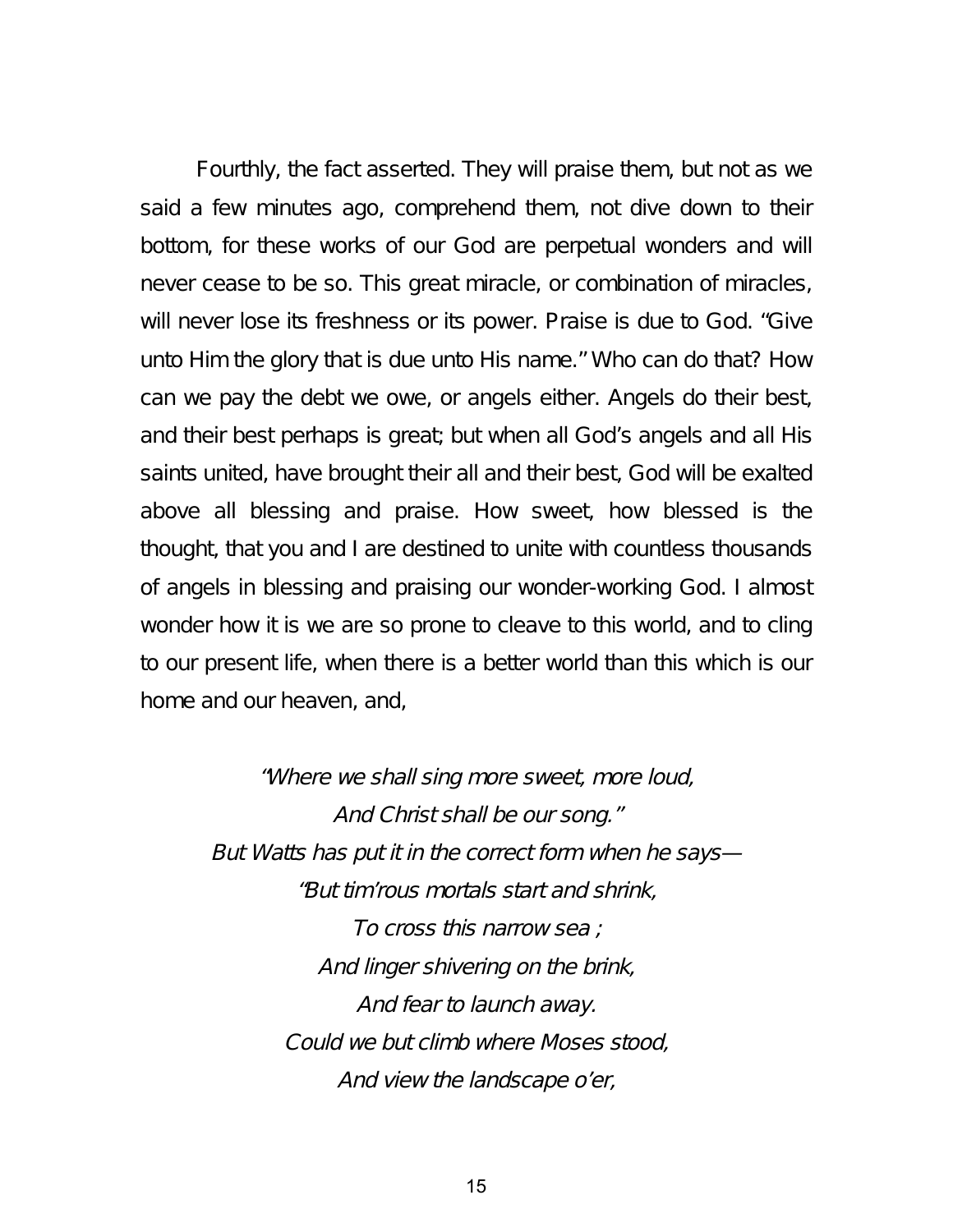Fourthly, the fact asserted. They will praise them, but not as we said a few minutes ago, comprehend them, not dive down to their bottom, for these works of our God are perpetual wonders and will never cease to be so. This great miracle, or combination of miracles, will never lose its freshness or its power. Praise is due to God. "Give unto Him the glory that is due unto His name." Who can do that? How can we pay the debt we owe, or angels either. Angels do their best, and their best perhaps is great; but when all God's angels and all His saints united, have brought their all and their best, God will be exalted above all blessing and praise. How sweet, how blessed is the thought, that you and I are destined to unite with countless thousands of angels in blessing and praising our wonder-working God. I almost wonder how it is we are so prone to cleave to this world, and to cling to our present life, when there is a better world than this which is our home and our heaven, and,

*"Where we shall sing more sweet, more loud,*
*And Christ shall be our song."*
*But Watts has put it in the correct form when he says—*
*"But tim'rous mortals start and shrink,*
*To cross this narrow sea ;*
*And linger shivering on the brink,*
*And fear to launch away.*
*Could we but climb where Moses stood,*
*And view the landscape o'er,*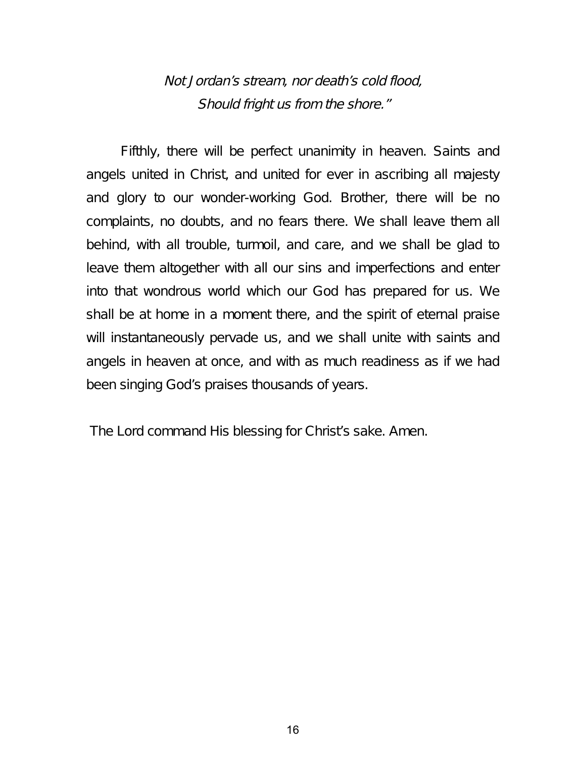*Not Jordan's stream, nor death's cold flood,*
*Should fright us from the shore."*

Fifthly, there will be perfect unanimity in heaven. Saints and angels united in Christ, and united for ever in ascribing all majesty and glory to our wonder-working God. Brother, there will be no complaints, no doubts, and no fears there. We shall leave them all behind, with all trouble, turmoil, and care, and we shall be glad to leave them altogether with all our sins and imperfections and enter into that wondrous world which our God has prepared for us. We shall be at home in a moment there, and the spirit of eternal praise will instantaneously pervade us, and we shall unite with saints and angels in heaven at once, and with as much readiness as if we had been singing God's praises thousands of years.

The Lord command His blessing for Christ's sake. Amen.